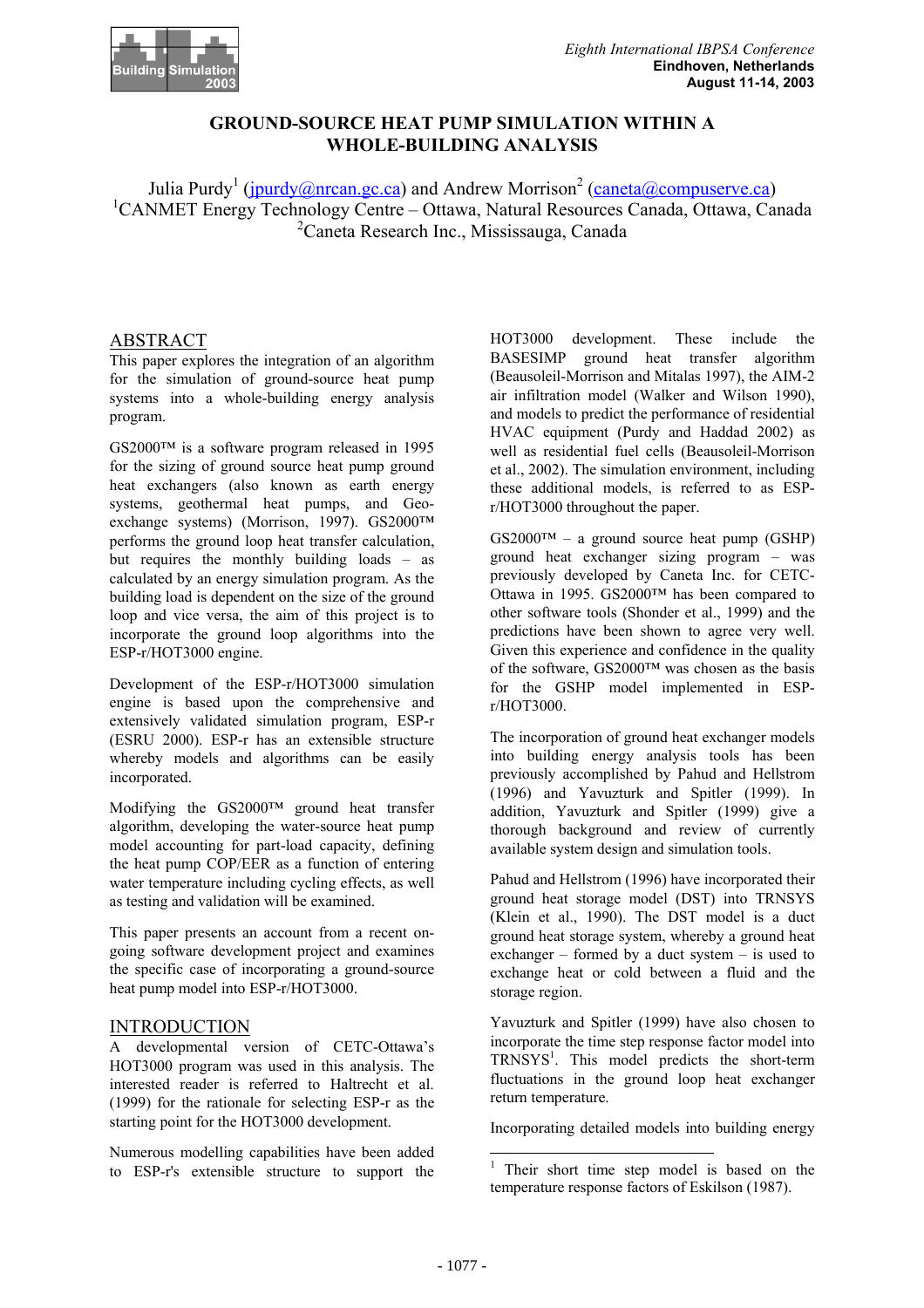# GROUND-SOURCE HEAT PUMP SIMULATION WITHIN A WHOLE-BUILDING ANALYSIS

Julia Purdy[1] (jpurdy@nrcan.gc.ca) and Andrew Morrison[2] (caneta@compuserve.ca)
[1]CANMET Energy Technology Centre – Ottawa, Natural Resources Canada, Ottawa, Canada
[2]Caneta Research Inc., Mississauga, Canada

## ABSTRACT

This paper explores the integration of an algorithm for the simulation of ground-source heat pump systems into a whole-building energy analysis program.

GS2000™ is a software program released in 1995 for the sizing of ground source heat pump ground heat exchangers (also known as earth energy systems, geothermal heat pumps, and Geo-exchange systems) (Morrison, 1997). GS2000™ performs the ground loop heat transfer calculation, but requires the monthly building loads – as calculated by an energy simulation program. As the building load is dependent on the size of the ground loop and vice versa, the aim of this project is to incorporate the ground loop algorithms into the ESP-r/HOT3000 engine.

Development of the ESP-r/HOT3000 simulation engine is based upon the comprehensive and extensively validated simulation program, ESP-r (ESRU 2000). ESP-r has an extensible structure whereby models and algorithms can be easily incorporated.

Modifying the GS2000™ ground heat transfer algorithm, developing the water-source heat pump model accounting for part-load capacity, defining the heat pump COP/EER as a function of entering water temperature including cycling effects, as well as testing and validation will be examined.

This paper presents an account from a recent on-going software development project and examines the specific case of incorporating a ground-source heat pump model into ESP-r/HOT3000.

## INTRODUCTION

A developmental version of CETC-Ottawa's HOT3000 program was used in this analysis. The interested reader is referred to Haltrecht et al. (1999) for the rationale for selecting ESP-r as the starting point for the HOT3000 development.

Numerous modelling capabilities have been added to ESP-r's extensible structure to support the HOT3000 development. These include the BASESIMP ground heat transfer algorithm (Beausoleil-Morrison and Mitalas 1997), the AIM-2 air infiltration model (Walker and Wilson 1990), and models to predict the performance of residential HVAC equipment (Purdy and Haddad 2002) as well as residential fuel cells (Beausoleil-Morrison et al., 2002). The simulation environment, including these additional models, is referred to as ESP-r/HOT3000 throughout the paper.

GS2000™ – a ground source heat pump (GSHP) ground heat exchanger sizing program – was previously developed by Caneta Inc. for CETC-Ottawa in 1995. GS2000™ has been compared to other software tools (Shonder et al., 1999) and the predictions have been shown to agree very well. Given this experience and confidence in the quality of the software, GS2000™ was chosen as the basis for the GSHP model implemented in ESP-r/HOT3000.

The incorporation of ground heat exchanger models into building energy analysis tools has been previously accomplished by Pahud and Hellstrom (1996) and Yavuzturk and Spitler (1999). In addition, Yavuzturk and Spitler (1999) give a thorough background and review of currently available system design and simulation tools.

Pahud and Hellstrom (1996) have incorporated their ground heat storage model (DST) into TRNSYS (Klein et al., 1990). The DST model is a duct ground heat storage system, whereby a ground heat exchanger – formed by a duct system – is used to exchange heat or cold between a fluid and the storage region.

Yavuzturk and Spitler (1999) have also chosen to incorporate the time step response factor model into TRNSYS[1]. This model predicts the short-term fluctuations in the ground loop heat exchanger return temperature.

Incorporating detailed models into building energy

[1] Their short time step model is based on the temperature response factors of Eskilson (1987).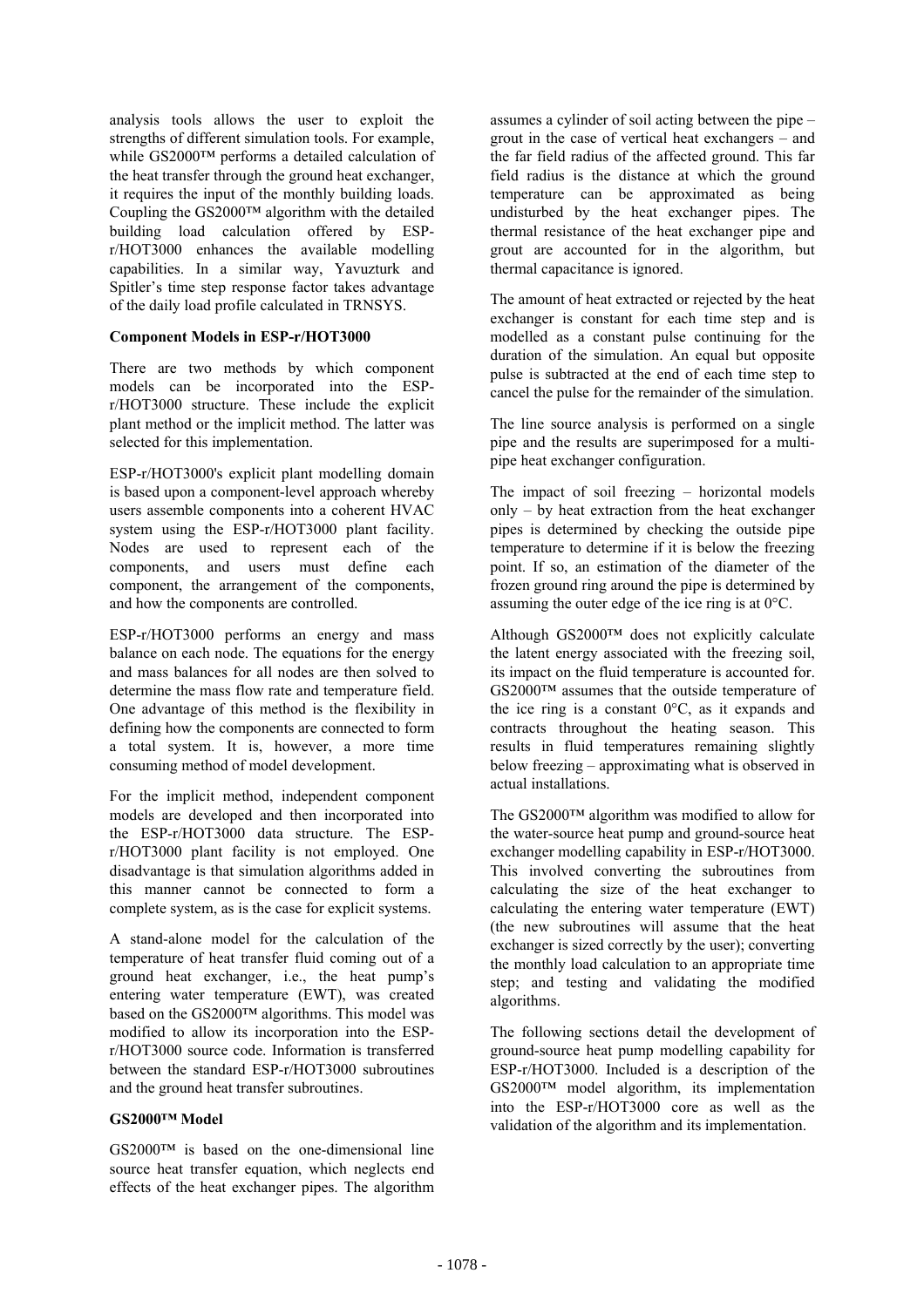analysis tools allows the user to exploit the strengths of different simulation tools. For example, while GS2000™ performs a detailed calculation of the heat transfer through the ground heat exchanger, it requires the input of the monthly building loads. Coupling the GS2000™ algorithm with the detailed building load calculation offered by ESP-r/HOT3000 enhances the available modelling capabilities. In a similar way, Yavuzturk and Spitler's time step response factor takes advantage of the daily load profile calculated in TRNSYS.

**Component Models in ESP-r/HOT3000**

There are two methods by which component models can be incorporated into the ESP-r/HOT3000 structure. These include the explicit plant method or the implicit method. The latter was selected for this implementation.

ESP-r/HOT3000's explicit plant modelling domain is based upon a component-level approach whereby users assemble components into a coherent HVAC system using the ESP-r/HOT3000 plant facility. Nodes are used to represent each of the components, and users must define each component, the arrangement of the components, and how the components are controlled.

ESP-r/HOT3000 performs an energy and mass balance on each node. The equations for the energy and mass balances for all nodes are then solved to determine the mass flow rate and temperature field. One advantage of this method is the flexibility in defining how the components are connected to form a total system. It is, however, a more time consuming method of model development.

For the implicit method, independent component models are developed and then incorporated into the ESP-r/HOT3000 data structure. The ESP-r/HOT3000 plant facility is not employed. One disadvantage is that simulation algorithms added in this manner cannot be connected to form a complete system, as is the case for explicit systems.

A stand-alone model for the calculation of the temperature of heat transfer fluid coming out of a ground heat exchanger, i.e., the heat pump's entering water temperature (EWT), was created based on the GS2000™ algorithms. This model was modified to allow its incorporation into the ESP-r/HOT3000 source code. Information is transferred between the standard ESP-r/HOT3000 subroutines and the ground heat transfer subroutines.

**GS2000™ Model**

GS2000™ is based on the one-dimensional line source heat transfer equation, which neglects end effects of the heat exchanger pipes. The algorithm assumes a cylinder of soil acting between the pipe – grout in the case of vertical heat exchangers – and the far field radius of the affected ground. This far field radius is the distance at which the ground temperature can be approximated as being undisturbed by the heat exchanger pipes. The thermal resistance of the heat exchanger pipe and grout are accounted for in the algorithm, but thermal capacitance is ignored.

The amount of heat extracted or rejected by the heat exchanger is constant for each time step and is modelled as a constant pulse continuing for the duration of the simulation. An equal but opposite pulse is subtracted at the end of each time step to cancel the pulse for the remainder of the simulation.

The line source analysis is performed on a single pipe and the results are superimposed for a multi-pipe heat exchanger configuration.

The impact of soil freezing – horizontal models only – by heat extraction from the heat exchanger pipes is determined by checking the outside pipe temperature to determine if it is below the freezing point. If so, an estimation of the diameter of the frozen ground ring around the pipe is determined by assuming the outer edge of the ice ring is at 0°C.

Although GS2000™ does not explicitly calculate the latent energy associated with the freezing soil, its impact on the fluid temperature is accounted for. GS2000™ assumes that the outside temperature of the ice ring is a constant 0°C, as it expands and contracts throughout the heating season. This results in fluid temperatures remaining slightly below freezing – approximating what is observed in actual installations.

The GS2000™ algorithm was modified to allow for the water-source heat pump and ground-source heat exchanger modelling capability in ESP-r/HOT3000. This involved converting the subroutines from calculating the size of the heat exchanger to calculating the entering water temperature (EWT) (the new subroutines will assume that the heat exchanger is sized correctly by the user); converting the monthly load calculation to an appropriate time step; and testing and validating the modified algorithms.

The following sections detail the development of ground-source heat pump modelling capability for ESP-r/HOT3000. Included is a description of the GS2000™ model algorithm, its implementation into the ESP-r/HOT3000 core as well as the validation of the algorithm and its implementation.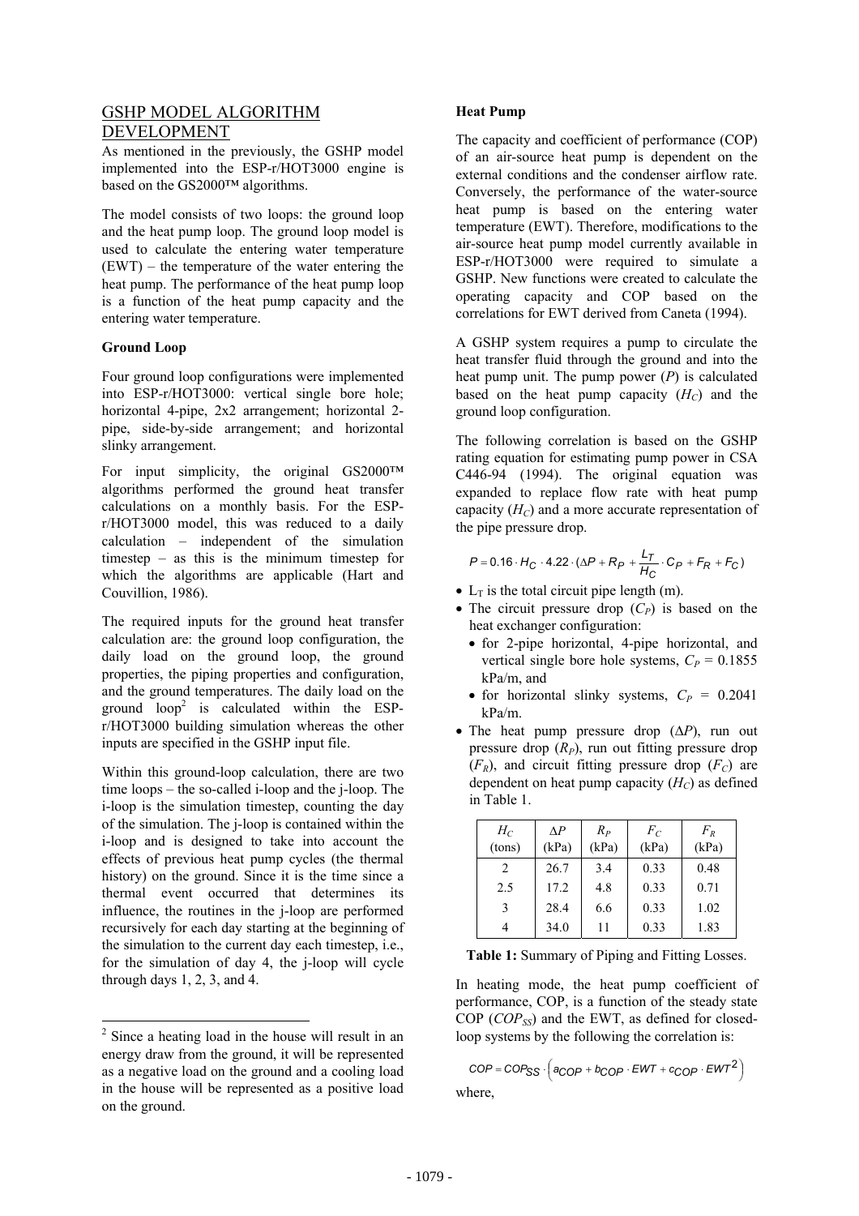## GSHP MODEL ALGORITHM DEVELOPMENT

As mentioned in the previously, the GSHP model implemented into the ESP-r/HOT3000 engine is based on the GS2000™ algorithms.

The model consists of two loops: the ground loop and the heat pump loop. The ground loop model is used to calculate the entering water temperature (EWT) – the temperature of the water entering the heat pump. The performance of the heat pump loop is a function of the heat pump capacity and the entering water temperature.

### Ground Loop

Four ground loop configurations were implemented into ESP-r/HOT3000: vertical single bore hole; horizontal 4-pipe, 2x2 arrangement; horizontal 2-pipe, side-by-side arrangement; and horizontal slinky arrangement.

For input simplicity, the original GS2000™ algorithms performed the ground heat transfer calculations on a monthly basis. For the ESP-r/HOT3000 model, this was reduced to a daily calculation – independent of the simulation timestep – as this is the minimum timestep for which the algorithms are applicable (Hart and Couvillion, 1986).

The required inputs for the ground heat transfer calculation are: the ground loop configuration, the daily load on the ground loop, the ground properties, the piping properties and configuration, and the ground temperatures. The daily load on the ground loop[2] is calculated within the ESP-r/HOT3000 building simulation whereas the other inputs are specified in the GSHP input file.

Within this ground-loop calculation, there are two time loops – the so-called i-loop and the j-loop. The i-loop is the simulation timestep, counting the day of the simulation. The j-loop is contained within the i-loop and is designed to take into account the effects of previous heat pump cycles (the thermal history) on the ground. Since it is the time since a thermal event occurred that determines its influence, the routines in the j-loop are performed recursively for each day starting at the beginning of the simulation to the current day each timestep, i.e., for the simulation of day 4, the j-loop will cycle through days 1, 2, 3, and 4.

[2] Since a heating load in the house will result in an energy draw from the ground, it will be represented as a negative load on the ground and a cooling load in the house will be represented as a positive load on the ground.

### Heat Pump

The capacity and coefficient of performance (COP) of an air-source heat pump is dependent on the external conditions and the condenser airflow rate. Conversely, the performance of the water-source heat pump is based on the entering water temperature (EWT). Therefore, modifications to the air-source heat pump model currently available in ESP-r/HOT3000 were required to simulate a GSHP. New functions were created to calculate the operating capacity and COP based on the correlations for EWT derived from Caneta (1994).

A GSHP system requires a pump to circulate the heat transfer fluid through the ground and into the heat pump unit. The pump power ($P$) is calculated based on the heat pump capacity ($H_C$) and the ground loop configuration.

The following correlation is based on the GSHP rating equation for estimating pump power in CSA C446-94 (1994). The original equation was expanded to replace flow rate with heat pump capacity ($H_C$) and a more accurate representation of the pipe pressure drop.

$$P = 0.16 \cdot H_C \cdot 4.22 \cdot \left(\Delta P + R_P + \frac{L_T}{H_C} \cdot C_P + F_R + F_C\right)$$

- $L_T$ is the total circuit pipe length (m).
- The circuit pressure drop ($C_P$) is based on the heat exchanger configuration:
  - for 2-pipe horizontal, 4-pipe horizontal, and vertical single bore hole systems, $C_P$ = 0.1855 kPa/m, and
  - for horizontal slinky systems, $C_P$ = 0.2041 kPa/m.
- The heat pump pressure drop ($\Delta P$), run out pressure drop ($R_P$), run out fitting pressure drop ($F_R$), and circuit fitting pressure drop ($F_C$) are dependent on heat pump capacity ($H_C$) as defined in Table 1.

| $H_C$ (tons) | $\Delta P$ (kPa) | $R_P$ (kPa) | $F_C$ (kPa) | $F_R$ (kPa) |
|---|---|---|---|---|
| 2 | 26.7 | 3.4 | 0.33 | 0.48 |
| 2.5 | 17.2 | 4.8 | 0.33 | 0.71 |
| 3 | 28.4 | 6.6 | 0.33 | 1.02 |
| 4 | 34.0 | 11 | 0.33 | 1.83 |

**Table 1:** Summary of Piping and Fitting Losses.

In heating mode, the heat pump coefficient of performance, COP, is a function of the steady state COP ($COP_{SS}$) and the EWT, as defined for closed-loop systems by the following the correlation is:

$$COP = COP_{SS} \cdot \left(a_{COP} + b_{COP} \cdot EWT + c_{COP} \cdot EWT^2\right)$$

where,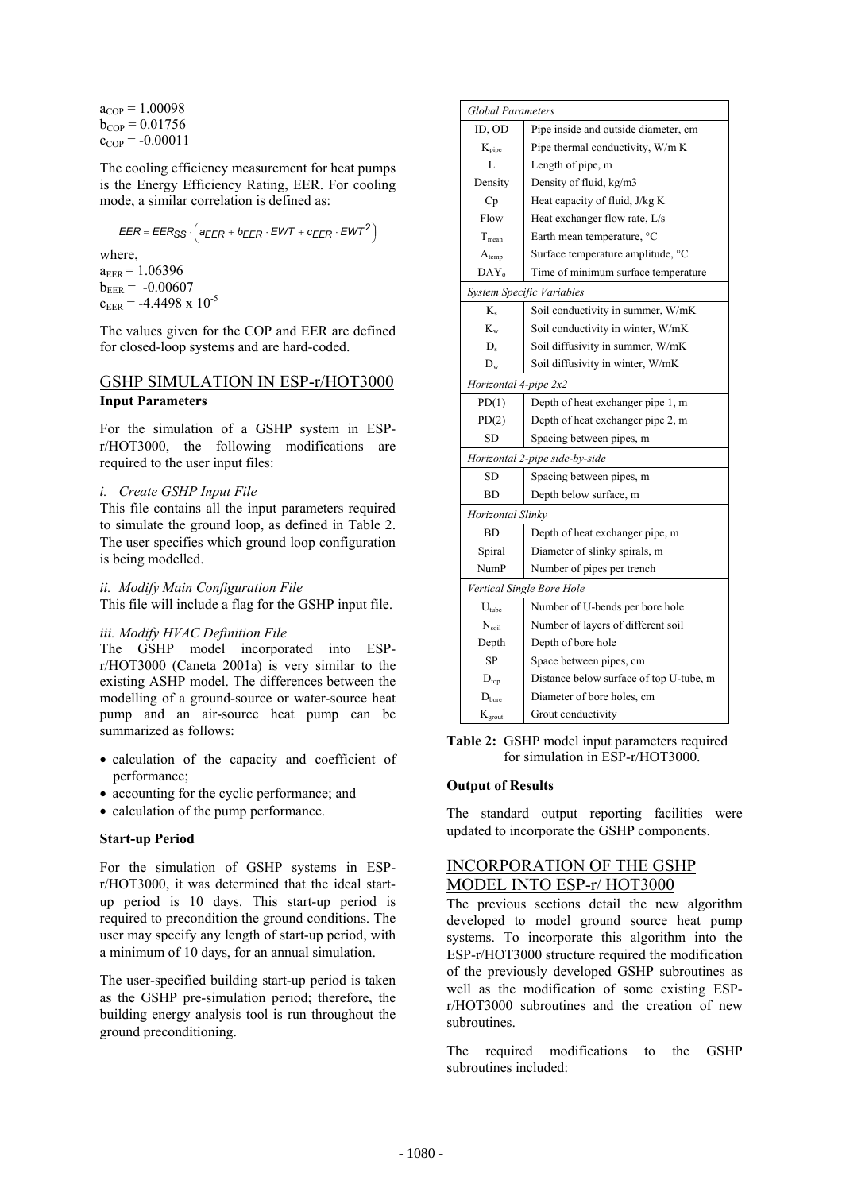$a_{COP} = 1.00098$
$b_{COP} = 0.01756$
$c_{COP} = -0.00011$

The cooling efficiency measurement for heat pumps is the Energy Efficiency Rating, EER. For cooling mode, a similar correlation is defined as:

$$EER = EER_{SS} \cdot \left( a_{EER} + b_{EER} \cdot EWT + c_{EER} \cdot EWT^2 \right)$$

where,
$a_{EER} = 1.06396$
$b_{EER} = -0.00607$
$c_{EER} = -4.4498 \times 10^{-5}$

The values given for the COP and EER are defined for closed-loop systems and are hard-coded.

## GSHP SIMULATION IN ESP-r/HOT3000

### Input Parameters

For the simulation of a GSHP system in ESP-r/HOT3000, the following modifications are required to the user input files:

*i. Create GSHP Input File*
This file contains all the input parameters required to simulate the ground loop, as defined in Table 2. The user specifies which ground loop configuration is being modelled.

*ii. Modify Main Configuration File*
This file will include a flag for the GSHP input file.

*iii. Modify HVAC Definition File*
The GSHP model incorporated into ESP-r/HOT3000 (Caneta 2001a) is very similar to the existing ASHP model. The differences between the modelling of a ground-source or water-source heat pump and an air-source heat pump can be summarized as follows:

- calculation of the capacity and coefficient of performance;
- accounting for the cyclic performance; and
- calculation of the pump performance.

### Start-up Period

For the simulation of GSHP systems in ESP-r/HOT3000, it was determined that the ideal start-up period is 10 days. This start-up period is required to precondition the ground conditions. The user may specify any length of start-up period, with a minimum of 10 days, for an annual simulation.

The user-specified building start-up period is taken as the GSHP pre-simulation period; therefore, the building energy analysis tool is run throughout the ground preconditioning.

| *Global Parameters* | |
|---|---|
| ID, OD | Pipe inside and outside diameter, cm |
| $K_{pipe}$ | Pipe thermal conductivity, W/m K |
| L | Length of pipe, m |
| Density | Density of fluid, kg/m3 |
| Cp | Heat capacity of fluid, J/kg K |
| Flow | Heat exchanger flow rate, L/s |
| $T_{mean}$ | Earth mean temperature, °C |
| $A_{temp}$ | Surface temperature amplitude, °C |
| $DAY_o$ | Time of minimum surface temperature |
| *System Specific Variables* | |
| $K_s$ | Soil conductivity in summer, W/mK |
| $K_w$ | Soil conductivity in winter, W/mK |
| $D_s$ | Soil diffusivity in summer, W/mK |
| $D_w$ | Soil diffusivity in winter, W/mK |
| *Horizontal 4-pipe 2x2* | |
| PD(1) | Depth of heat exchanger pipe 1, m |
| PD(2) | Depth of heat exchanger pipe 2, m |
| SD | Spacing between pipes, m |
| *Horizontal 2-pipe side-by-side* | |
| SD | Spacing between pipes, m |
| BD | Depth below surface, m |
| *Horizontal Slinky* | |
| BD | Depth of heat exchanger pipe, m |
| Spiral | Diameter of slinky spirals, m |
| NumP | Number of pipes per trench |
| *Vertical Single Bore Hole* | |
| $U_{tube}$ | Number of U-bends per bore hole |
| $N_{soil}$ | Number of layers of different soil |
| Depth | Depth of bore hole |
| SP | Space between pipes, cm |
| $D_{top}$ | Distance below surface of top U-tube, m |
| $D_{bore}$ | Diameter of bore holes, cm |
| $K_{grout}$ | Grout conductivity |

**Table 2:** GSHP model input parameters required for simulation in ESP-r/HOT3000.

### Output of Results

The standard output reporting facilities were updated to incorporate the GSHP components.

## INCORPORATION OF THE GSHP MODEL INTO ESP-r/ HOT3000

The previous sections detail the new algorithm developed to model ground source heat pump systems. To incorporate this algorithm into the ESP-r/HOT3000 structure required the modification of the previously developed GSHP subroutines as well as the modification of some existing ESP-r/HOT3000 subroutines and the creation of new subroutines.

The required modifications to the GSHP subroutines included: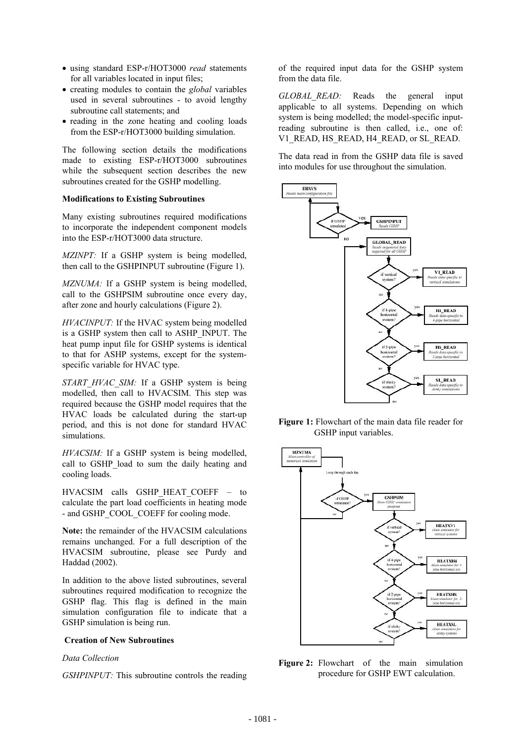- using standard ESP-r/HOT3000 *read* statements for all variables located in input files;
- creating modules to contain the *global* variables used in several subroutines - to avoid lengthy subroutine call statements; and
- reading in the zone heating and cooling loads from the ESP-r/HOT3000 building simulation.

The following section details the modifications made to existing ESP-r/HOT3000 subroutines while the subsequent section describes the new subroutines created for the GSHP modelling.

**Modifications to Existing Subroutines**

Many existing subroutines required modifications to incorporate the independent component models into the ESP-r/HOT3000 data structure.

*MZINPT:* If a GSHP system is being modelled, then call to the GSHPINPUT subroutine (Figure 1).

*MZNUMA:* If a GSHP system is being modelled, call to the GSHPSIM subroutine once every day, after zone and hourly calculations (Figure 2).

*HVACINPUT:* If the HVAC system being modelled is a GSHP system then call to ASHP_INPUT. The heat pump input file for GSHP systems is identical to that for ASHP systems, except for the system-specific variable for HVAC type.

*START_HVAC_SIM:* If a GSHP system is being modelled, then call to HVACSIM. This step was required because the GSHP model requires that the HVAC loads be calculated during the start-up period, and this is not done for standard HVAC simulations.

*HVACSIM:* If a GSHP system is being modelled, call to GSHP_load to sum the daily heating and cooling loads.

HVACSIM calls GSHP_HEAT_COEFF – to calculate the part load coefficients in heating mode - and GSHP_COOL_COEFF for cooling mode.

**Note:** the remainder of the HVACSIM calculations remains unchanged. For a full description of the HVACSIM subroutine, please see Purdy and Haddad (2002).

In addition to the above listed subroutines, several subroutines required modification to recognize the GSHP flag. This flag is defined in the main simulation configuration file to indicate that a GSHP simulation is being run.

**Creation of New Subroutines**

*Data Collection*

*GSHPINPUT:* This subroutine controls the reading of the required input data for the GSHP system from the data file.

*GLOBAL_READ:* Reads the general input applicable to all systems. Depending on which system is being modelled; the model-specific input-reading subroutine is then called, i.e., one of: V1_READ, HS_READ, H4_READ, or SL_READ.

The data read in from the GSHP data file is saved into modules for use throughout the simulation.

**Figure 1:** Flowchart of the main data file reader for GSHP input variables.

**Figure 2:** Flowchart of the main simulation procedure for GSHP EWT calculation.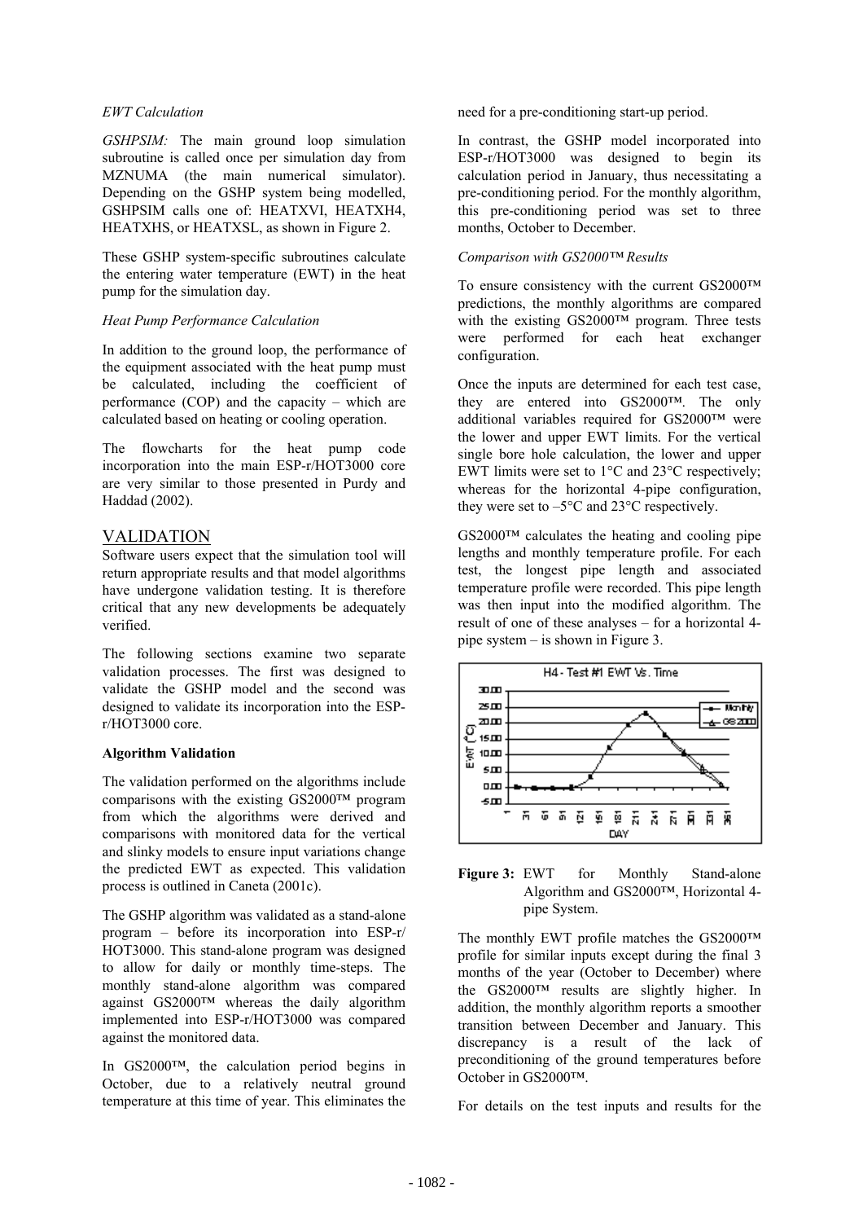*EWT Calculation*

*GSHPSIM:* The main ground loop simulation subroutine is called once per simulation day from MZNUMA (the main numerical simulator). Depending on the GSHP system being modelled, GSHPSIM calls one of: HEATXVI, HEATXH4, HEATXHS, or HEATXSL, as shown in Figure 2.

These GSHP system-specific subroutines calculate the entering water temperature (EWT) in the heat pump for the simulation day.

*Heat Pump Performance Calculation*

In addition to the ground loop, the performance of the equipment associated with the heat pump must be calculated, including the coefficient of performance (COP) and the capacity – which are calculated based on heating or cooling operation.

The flowcharts for the heat pump code incorporation into the main ESP-r/HOT3000 core are very similar to those presented in Purdy and Haddad (2002).

## VALIDATION

Software users expect that the simulation tool will return appropriate results and that model algorithms have undergone validation testing. It is therefore critical that any new developments be adequately verified.

The following sections examine two separate validation processes. The first was designed to validate the GSHP model and the second was designed to validate its incorporation into the ESP-r/HOT3000 core.

**Algorithm Validation**

The validation performed on the algorithms include comparisons with the existing GS2000™ program from which the algorithms were derived and comparisons with monitored data for the vertical and slinky models to ensure input variations change the predicted EWT as expected. This validation process is outlined in Caneta (2001c).

The GSHP algorithm was validated as a stand-alone program – before its incorporation into ESP-r/ HOT3000. This stand-alone program was designed to allow for daily or monthly time-steps. The monthly stand-alone algorithm was compared against GS2000™ whereas the daily algorithm implemented into ESP-r/HOT3000 was compared against the monitored data.

In GS2000™, the calculation period begins in October, due to a relatively neutral ground temperature at this time of year. This eliminates the need for a pre-conditioning start-up period.

In contrast, the GSHP model incorporated into ESP-r/HOT3000 was designed to begin its calculation period in January, thus necessitating a pre-conditioning period. For the monthly algorithm, this pre-conditioning period was set to three months, October to December.

*Comparison with GS2000™ Results*

To ensure consistency with the current GS2000™ predictions, the monthly algorithms are compared with the existing GS2000™ program. Three tests were performed for each heat exchanger configuration.

Once the inputs are determined for each test case, they are entered into GS2000™. The only additional variables required for GS2000™ were the lower and upper EWT limits. For the vertical single bore hole calculation, the lower and upper EWT limits were set to 1°C and 23°C respectively; whereas for the horizontal 4-pipe configuration, they were set to –5°C and 23°C respectively.

GS2000™ calculates the heating and cooling pipe lengths and monthly temperature profile. For each test, the longest pipe length and associated temperature profile were recorded. This pipe length was then input into the modified algorithm. The result of one of these analyses – for a horizontal 4-pipe system – is shown in Figure 3.

**Figure 3:** EWT for Monthly Stand-alone Algorithm and GS2000™, Horizontal 4-pipe System.

The monthly EWT profile matches the GS2000™ profile for similar inputs except during the final 3 months of the year (October to December) where the GS2000™ results are slightly higher. In addition, the monthly algorithm reports a smoother transition between December and January. This discrepancy is a result of the lack of preconditioning of the ground temperatures before October in GS2000™.

For details on the test inputs and results for the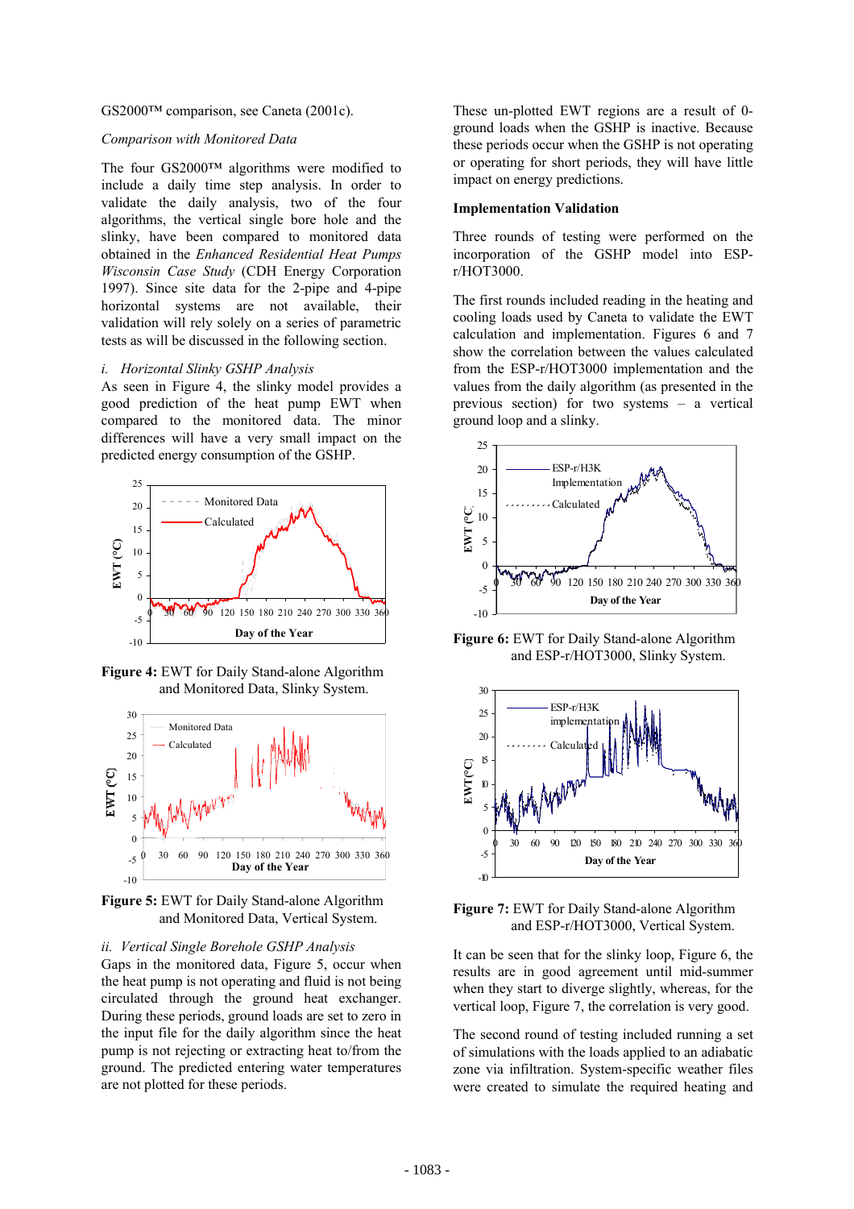GS2000™ comparison, see Caneta (2001c).

*Comparison with Monitored Data*

The four GS2000™ algorithms were modified to include a daily time step analysis. In order to validate the daily analysis, two of the four algorithms, the vertical single bore hole and the slinky, have been compared to monitored data obtained in the *Enhanced Residential Heat Pumps Wisconsin Case Study* (CDH Energy Corporation 1997). Since site data for the 2-pipe and 4-pipe horizontal systems are not available, their validation will rely solely on a series of parametric tests as will be discussed in the following section.

*i. Horizontal Slinky GSHP Analysis*

As seen in Figure 4, the slinky model provides a good prediction of the heat pump EWT when compared to the monitored data. The minor differences will have a very small impact on the predicted energy consumption of the GSHP.

**Figure 4:** EWT for Daily Stand-alone Algorithm and Monitored Data, Slinky System.

**Figure 5:** EWT for Daily Stand-alone Algorithm and Monitored Data, Vertical System.

*ii. Vertical Single Borehole GSHP Analysis*

Gaps in the monitored data, Figure 5, occur when the heat pump is not operating and fluid is not being circulated through the ground heat exchanger. During these periods, ground loads are set to zero in the input file for the daily algorithm since the heat pump is not rejecting or extracting heat to/from the ground. The predicted entering water temperatures are not plotted for these periods.

These un-plotted EWT regions are a result of 0-ground loads when the GSHP is inactive. Because these periods occur when the GSHP is not operating or operating for short periods, they will have little impact on energy predictions.

**Implementation Validation**

Three rounds of testing were performed on the incorporation of the GSHP model into ESP-r/HOT3000.

The first rounds included reading in the heating and cooling loads used by Caneta to validate the EWT calculation and implementation. Figures 6 and 7 show the correlation between the values calculated from the ESP-r/HOT3000 implementation and the values from the daily algorithm (as presented in the previous section) for two systems – a vertical ground loop and a slinky.

**Figure 6:** EWT for Daily Stand-alone Algorithm and ESP-r/HOT3000, Slinky System.

**Figure 7:** EWT for Daily Stand-alone Algorithm and ESP-r/HOT3000, Vertical System.

It can be seen that for the slinky loop, Figure 6, the results are in good agreement until mid-summer when they start to diverge slightly, whereas, for the vertical loop, Figure 7, the correlation is very good.

The second round of testing included running a set of simulations with the loads applied to an adiabatic zone via infiltration. System-specific weather files were created to simulate the required heating and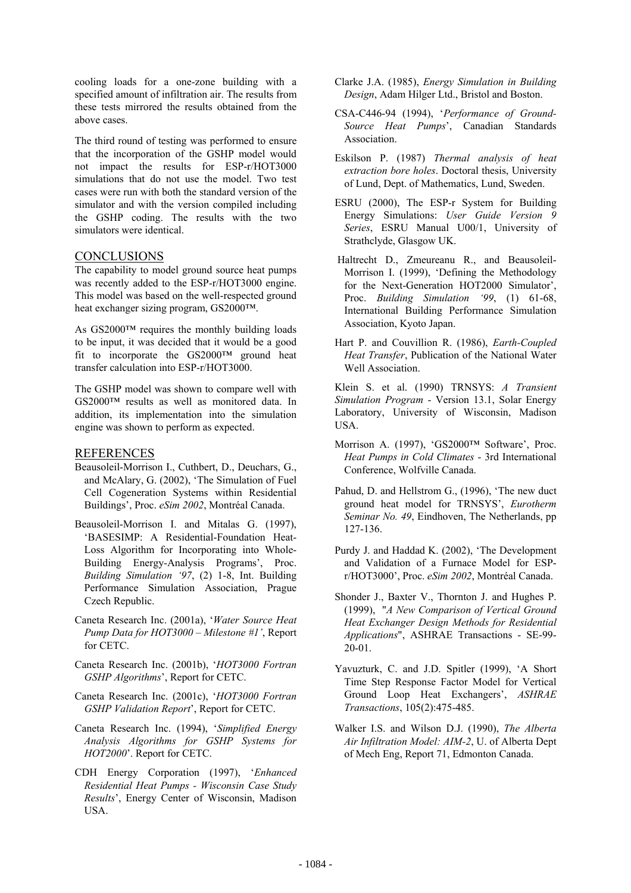cooling loads for a one-zone building with a specified amount of infiltration air. The results from these tests mirrored the results obtained from the above cases.

The third round of testing was performed to ensure that the incorporation of the GSHP model would not impact the results for ESP-r/HOT3000 simulations that do not use the model. Two test cases were run with both the standard version of the simulator and with the version compiled including the GSHP coding. The results with the two simulators were identical.

## CONCLUSIONS

The capability to model ground source heat pumps was recently added to the ESP-r/HOT3000 engine. This model was based on the well-respected ground heat exchanger sizing program, GS2000™.

As GS2000™ requires the monthly building loads to be input, it was decided that it would be a good fit to incorporate the GS2000™ ground heat transfer calculation into ESP-r/HOT3000.

The GSHP model was shown to compare well with GS2000™ results as well as monitored data. In addition, its implementation into the simulation engine was shown to perform as expected.

## REFERENCES

Beausoleil-Morrison I., Cuthbert, D., Deuchars, G., and McAlary, G. (2002), 'The Simulation of Fuel Cell Cogeneration Systems within Residential Buildings', Proc. *eSim 2002*, Montréal Canada.

Beausoleil-Morrison I. and Mitalas G. (1997), 'BASESIMP: A Residential-Foundation Heat-Loss Algorithm for Incorporating into Whole-Building Energy-Analysis Programs', Proc. *Building Simulation '97*, (2) 1-8, Int. Building Performance Simulation Association, Prague Czech Republic.

Caneta Research Inc. (2001a), '*Water Source Heat Pump Data for HOT3000 – Milestone #1'*, Report for CETC.

Caneta Research Inc. (2001b), '*HOT3000 Fortran GSHP Algorithms*', Report for CETC.

Caneta Research Inc. (2001c), '*HOT3000 Fortran GSHP Validation Report*', Report for CETC.

Caneta Research Inc. (1994), '*Simplified Energy Analysis Algorithms for GSHP Systems for HOT2000*'. Report for CETC.

CDH Energy Corporation (1997), '*Enhanced Residential Heat Pumps - Wisconsin Case Study Results*', Energy Center of Wisconsin, Madison USA.

Clarke J.A. (1985), *Energy Simulation in Building Design*, Adam Hilger Ltd., Bristol and Boston.

CSA-C446-94 (1994), '*Performance of Ground-Source Heat Pumps*', Canadian Standards Association.

Eskilson P. (1987) *Thermal analysis of heat extraction bore holes*. Doctoral thesis, University of Lund, Dept. of Mathematics, Lund, Sweden.

ESRU (2000), The ESP-r System for Building Energy Simulations: *User Guide Version 9 Series*, ESRU Manual U00/1, University of Strathclyde, Glasgow UK.

Haltrecht D., Zmeureanu R., and Beausoleil-Morrison I. (1999), 'Defining the Methodology for the Next-Generation HOT2000 Simulator', Proc. *Building Simulation '99*, (1) 61-68, International Building Performance Simulation Association, Kyoto Japan.

Hart P. and Couvillion R. (1986), *Earth-Coupled Heat Transfer*, Publication of the National Water Well Association.

Klein S. et al. (1990) TRNSYS: *A Transient Simulation Program* - Version 13.1, Solar Energy Laboratory, University of Wisconsin, Madison USA.

Morrison A. (1997), 'GS2000™ Software', Proc. *Heat Pumps in Cold Climates* - 3rd International Conference, Wolfville Canada.

Pahud, D. and Hellstrom G., (1996), 'The new duct ground heat model for TRNSYS', *Eurotherm Seminar No. 49*, Eindhoven, The Netherlands, pp 127-136.

Purdy J. and Haddad K. (2002), 'The Development and Validation of a Furnace Model for ESP-r/HOT3000', Proc. *eSim 2002*, Montréal Canada.

Shonder J., Baxter V., Thornton J. and Hughes P. (1999), "*A New Comparison of Vertical Ground Heat Exchanger Design Methods for Residential Applications*", ASHRAE Transactions - SE-99-20-01.

Yavuzturk, C. and J.D. Spitler (1999), 'A Short Time Step Response Factor Model for Vertical Ground Loop Heat Exchangers', *ASHRAE Transactions*, 105(2):475-485.

Walker I.S. and Wilson D.J. (1990), *The Alberta Air Infiltration Model: AIM-2*, U. of Alberta Dept of Mech Eng, Report 71, Edmonton Canada.